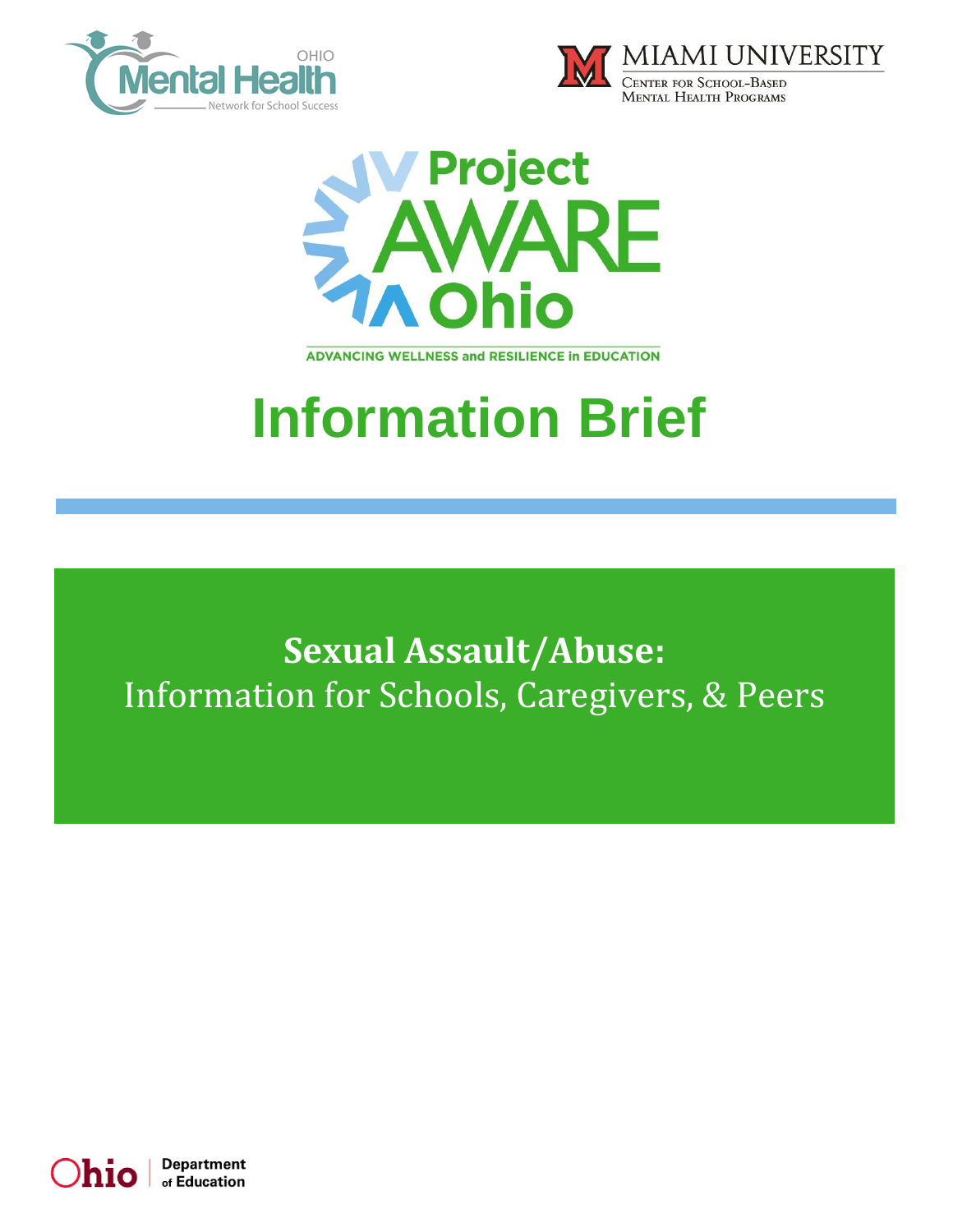OHIO Mental Health Network for School Success

MIAMI UNIVERSITY

Center for School-Based Mental Health Programs

Project AWARE Ohio

ADVANCING WELLNESS and RESILIENCE in EDUCATION

# Information Brief

## **Sexual Assault/Abuse:** Information for Schools, Caregivers, & Peers

Ohio Department of Education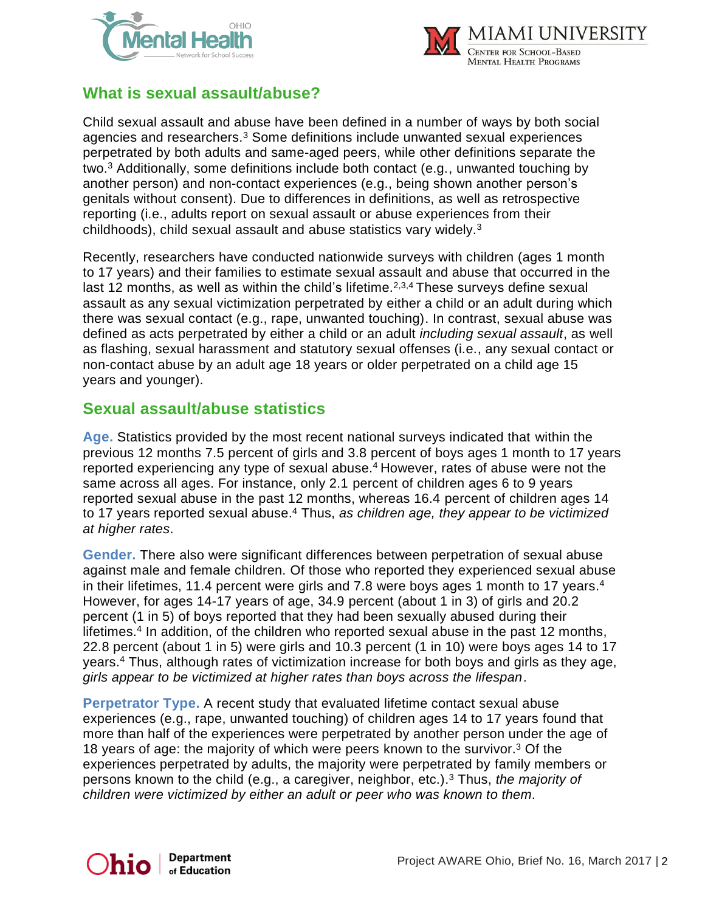## What is sexual assault/abuse?

Child sexual assault and abuse have been defined in a number of ways by both social agencies and researchers.[3] Some definitions include unwanted sexual experiences perpetrated by both adults and same-aged peers, while other definitions separate the two.[3] Additionally, some definitions include both contact (e.g., unwanted touching by another person) and non-contact experiences (e.g., being shown another person's genitals without consent). Due to differences in definitions, as well as retrospective reporting (i.e., adults report on sexual assault or abuse experiences from their childhoods), child sexual assault and abuse statistics vary widely.[3]

Recently, researchers have conducted nationwide surveys with children (ages 1 month to 17 years) and their families to estimate sexual assault and abuse that occurred in the last 12 months, as well as within the child's lifetime.[2,3,4] These surveys define sexual assault as any sexual victimization perpetrated by either a child or an adult during which there was sexual contact (e.g., rape, unwanted touching). In contrast, sexual abuse was defined as acts perpetrated by either a child or an adult *including sexual assault*, as well as flashing, sexual harassment and statutory sexual offenses (i.e., any sexual contact or non-contact abuse by an adult age 18 years or older perpetrated on a child age 15 years and younger).

## Sexual assault/abuse statistics

**Age.** Statistics provided by the most recent national surveys indicated that within the previous 12 months 7.5 percent of girls and 3.8 percent of boys ages 1 month to 17 years reported experiencing any type of sexual abuse.[4] However, rates of abuse were not the same across all ages. For instance, only 2.1 percent of children ages 6 to 9 years reported sexual abuse in the past 12 months, whereas 16.4 percent of children ages 14 to 17 years reported sexual abuse.[4] Thus, *as children age, they appear to be victimized at higher rates*.

**Gender.** There also were significant differences between perpetration of sexual abuse against male and female children. Of those who reported they experienced sexual abuse in their lifetimes, 11.4 percent were girls and 7.8 were boys ages 1 month to 17 years.[4] However, for ages 14-17 years of age, 34.9 percent (about 1 in 3) of girls and 20.2 percent (1 in 5) of boys reported that they had been sexually abused during their lifetimes.[4] In addition, of the children who reported sexual abuse in the past 12 months, 22.8 percent (about 1 in 5) were girls and 10.3 percent (1 in 10) were boys ages 14 to 17 years.[4] Thus, although rates of victimization increase for both boys and girls as they age, *girls appear to be victimized at higher rates than boys across the lifespan*.

**Perpetrator Type.** A recent study that evaluated lifetime contact sexual abuse experiences (e.g., rape, unwanted touching) of children ages 14 to 17 years found that more than half of the experiences were perpetrated by another person under the age of 18 years of age: the majority of which were peers known to the survivor.[3] Of the experiences perpetrated by adults, the majority were perpetrated by family members or persons known to the child (e.g., a caregiver, neighbor, etc.).[3] Thus, *the majority of children were victimized by either an adult or peer who was known to them.*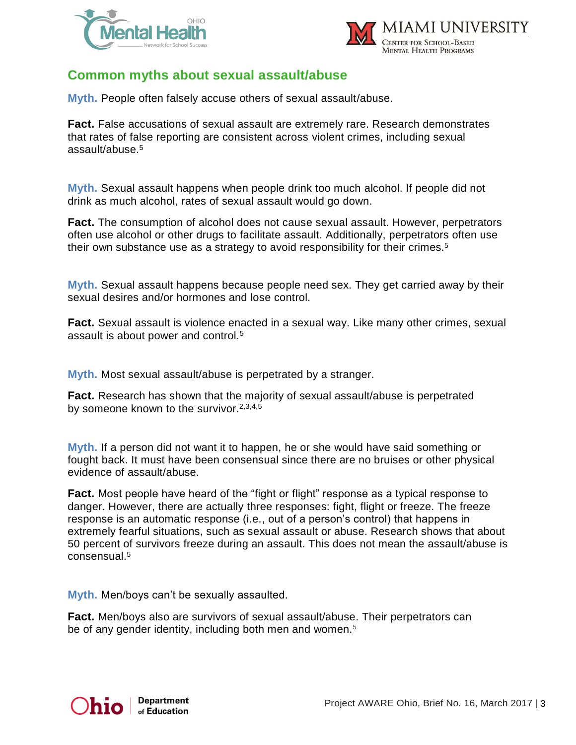## Common myths about sexual assault/abuse

**Myth.** People often falsely accuse others of sexual assault/abuse.

**Fact.** False accusations of sexual assault are extremely rare. Research demonstrates that rates of false reporting are consistent across violent crimes, including sexual assault/abuse.[5]

**Myth.** Sexual assault happens when people drink too much alcohol. If people did not drink as much alcohol, rates of sexual assault would go down.

**Fact.** The consumption of alcohol does not cause sexual assault. However, perpetrators often use alcohol or other drugs to facilitate assault. Additionally, perpetrators often use their own substance use as a strategy to avoid responsibility for their crimes.[5]

**Myth.** Sexual assault happens because people need sex. They get carried away by their sexual desires and/or hormones and lose control.

**Fact.** Sexual assault is violence enacted in a sexual way. Like many other crimes, sexual assault is about power and control.[5]

**Myth.** Most sexual assault/abuse is perpetrated by a stranger.

**Fact.** Research has shown that the majority of sexual assault/abuse is perpetrated by someone known to the survivor.[2,3,4,5]

**Myth.** If a person did not want it to happen, he or she would have said something or fought back. It must have been consensual since there are no bruises or other physical evidence of assault/abuse.

**Fact.** Most people have heard of the "fight or flight" response as a typical response to danger. However, there are actually three responses: fight, flight or freeze. The freeze response is an automatic response (i.e., out of a person's control) that happens in extremely fearful situations, such as sexual assault or abuse. Research shows that about 50 percent of survivors freeze during an assault. This does not mean the assault/abuse is consensual.[5]

**Myth.** Men/boys can't be sexually assaulted.

**Fact.** Men/boys also are survivors of sexual assault/abuse. Their perpetrators can be of any gender identity, including both men and women.[5]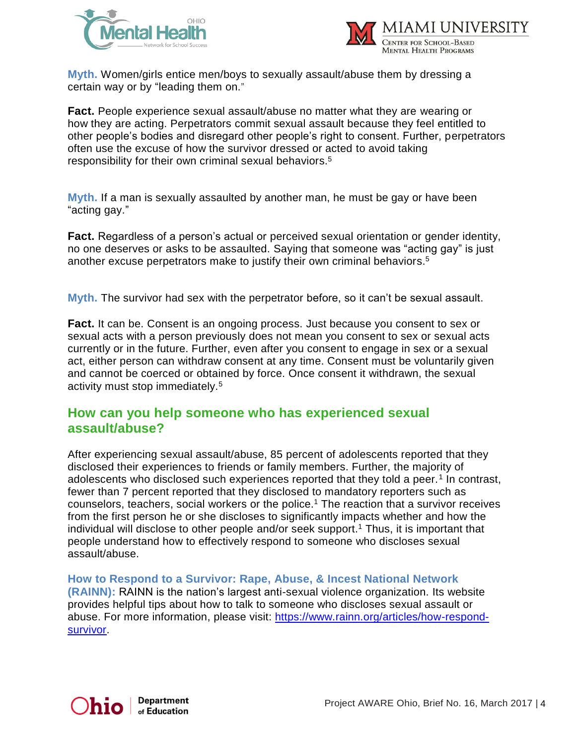**Myth.** Women/girls entice men/boys to sexually assault/abuse them by dressing a certain way or by "leading them on."

**Fact.** People experience sexual assault/abuse no matter what they are wearing or how they are acting. Perpetrators commit sexual assault because they feel entitled to other people's bodies and disregard other people's right to consent. Further, perpetrators often use the excuse of how the survivor dressed or acted to avoid taking responsibility for their own criminal sexual behaviors.[5]

**Myth.** If a man is sexually assaulted by another man, he must be gay or have been "acting gay."

**Fact.** Regardless of a person's actual or perceived sexual orientation or gender identity, no one deserves or asks to be assaulted. Saying that someone was "acting gay" is just another excuse perpetrators make to justify their own criminal behaviors.[5]

**Myth.** The survivor had sex with the perpetrator before, so it can't be sexual assault.

**Fact.** It can be. Consent is an ongoing process. Just because you consent to sex or sexual acts with a person previously does not mean you consent to sex or sexual acts currently or in the future. Further, even after you consent to engage in sex or a sexual act, either person can withdraw consent at any time. Consent must be voluntarily given and cannot be coerced or obtained by force. Once consent it withdrawn, the sexual activity must stop immediately.[5]

## How can you help someone who has experienced sexual assault/abuse?

After experiencing sexual assault/abuse, 85 percent of adolescents reported that they disclosed their experiences to friends or family members. Further, the majority of adolescents who disclosed such experiences reported that they told a peer.[1] In contrast, fewer than 7 percent reported that they disclosed to mandatory reporters such as counselors, teachers, social workers or the police.[1] The reaction that a survivor receives from the first person he or she discloses to significantly impacts whether and how the individual will disclose to other people and/or seek support.[1] Thus, it is important that people understand how to effectively respond to someone who discloses sexual assault/abuse.

**How to Respond to a Survivor: Rape, Abuse, & Incest National Network (RAINN):** RAINN is the nation's largest anti-sexual violence organization. Its website provides helpful tips about how to talk to someone who discloses sexual assault or abuse. For more information, please visit: [https://www.rainn.org/articles/how-respond-survivor](https://www.rainn.org/articles/how-respond-survivor).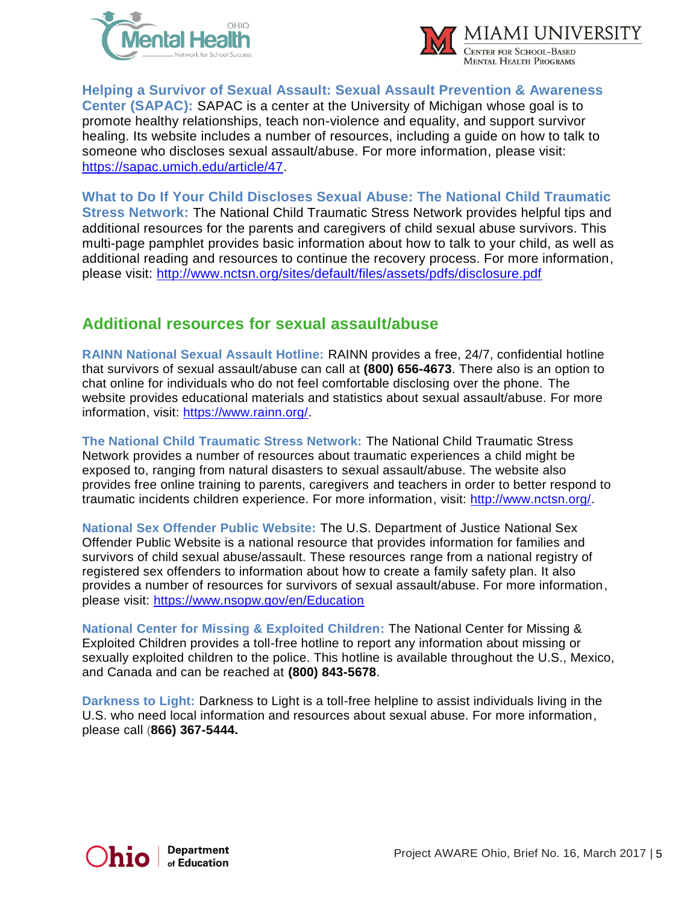**Helping a Survivor of Sexual Assault: Sexual Assault Prevention & Awareness Center (SAPAC):** SAPAC is a center at the University of Michigan whose goal is to promote healthy relationships, teach non-violence and equality, and support survivor healing. Its website includes a number of resources, including a guide on how to talk to someone who discloses sexual assault/abuse. For more information, please visit: https://sapac.umich.edu/article/47.

**What to Do If Your Child Discloses Sexual Abuse: The National Child Traumatic Stress Network:** The National Child Traumatic Stress Network provides helpful tips and additional resources for the parents and caregivers of child sexual abuse survivors. This multi-page pamphlet provides basic information about how to talk to your child, as well as additional reading and resources to continue the recovery process. For more information, please visit: http://www.nctsn.org/sites/default/files/assets/pdfs/disclosure.pdf

## Additional resources for sexual assault/abuse

**RAINN National Sexual Assault Hotline:** RAINN provides a free, 24/7, confidential hotline that survivors of sexual assault/abuse can call at **(800) 656-4673**. There also is an option to chat online for individuals who do not feel comfortable disclosing over the phone. The website provides educational materials and statistics about sexual assault/abuse. For more information, visit: https://www.rainn.org/.

**The National Child Traumatic Stress Network:** The National Child Traumatic Stress Network provides a number of resources about traumatic experiences a child might be exposed to, ranging from natural disasters to sexual assault/abuse. The website also provides free online training to parents, caregivers and teachers in order to better respond to traumatic incidents children experience. For more information, visit: http://www.nctsn.org/.

**National Sex Offender Public Website:** The U.S. Department of Justice National Sex Offender Public Website is a national resource that provides information for families and survivors of child sexual abuse/assault. These resources range from a national registry of registered sex offenders to information about how to create a family safety plan. It also provides a number of resources for survivors of sexual assault/abuse. For more information, please visit: https://www.nsopw.gov/en/Education

**National Center for Missing & Exploited Children:** The National Center for Missing & Exploited Children provides a toll-free hotline to report any information about missing or sexually exploited children to the police. This hotline is available throughout the U.S., Mexico, and Canada and can be reached at **(800) 843-5678**.

**Darkness to Light:** Darkness to Light is a toll-free helpline to assist individuals living in the U.S. who need local information and resources about sexual abuse. For more information, please call (**866) 367-5444.**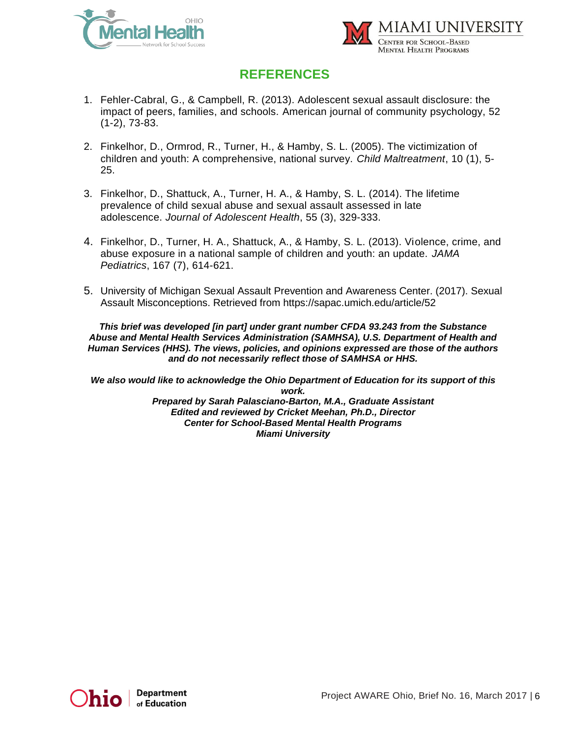## REFERENCES

1. Fehler-Cabral, G., & Campbell, R. (2013). Adolescent sexual assault disclosure: the impact of peers, families, and schools. American journal of community psychology, 52 (1-2), 73-83.

2. Finkelhor, D., Ormrod, R., Turner, H., & Hamby, S. L. (2005). The victimization of children and youth: A comprehensive, national survey. *Child Maltreatment*, 10 (1), 5-25.

3. Finkelhor, D., Shattuck, A., Turner, H. A., & Hamby, S. L. (2014). The lifetime prevalence of child sexual abuse and sexual assault assessed in late adolescence. *Journal of Adolescent Health*, 55 (3), 329-333.

4. Finkelhor, D., Turner, H. A., Shattuck, A., & Hamby, S. L. (2013). Violence, crime, and abuse exposure in a national sample of children and youth: an update. *JAMA Pediatrics*, 167 (7), 614-621.

5. University of Michigan Sexual Assault Prevention and Awareness Center. (2017). Sexual Assault Misconceptions. Retrieved from https://sapac.umich.edu/article/52

***This brief was developed [in part] under grant number CFDA 93.243 from the Substance Abuse and Mental Health Services Administration (SAMHSA), U.S. Department of Health and Human Services (HHS). The views, policies, and opinions expressed are those of the authors and do not necessarily reflect those of SAMHSA or HHS.***

***We also would like to acknowledge the Ohio Department of Education for its support of this work.***
***Prepared by Sarah Palasciano-Barton, M.A., Graduate Assistant***
***Edited and reviewed by Cricket Meehan, Ph.D., Director***
***Center for School-Based Mental Health Programs***
***Miami University***